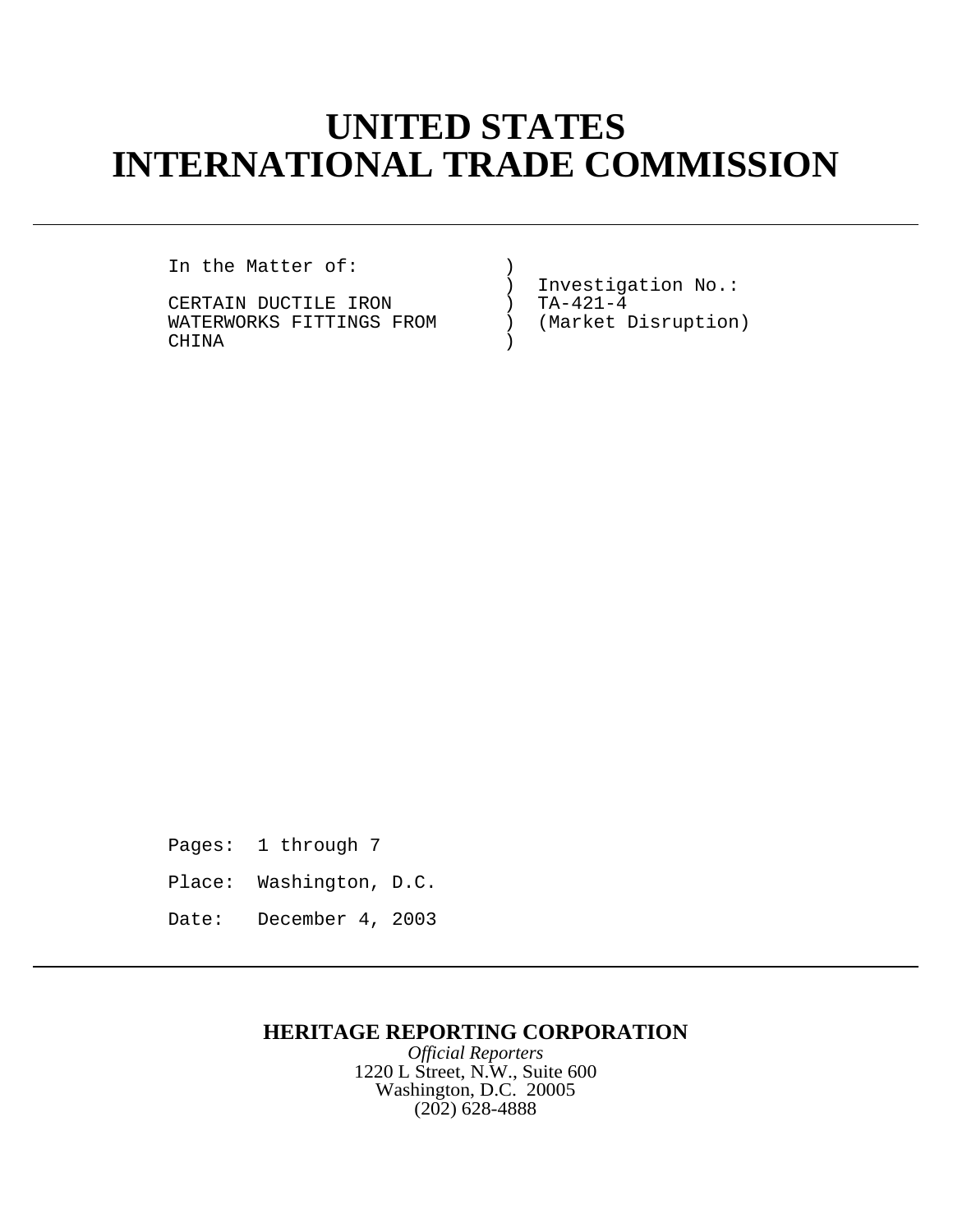# UNITED STATES
# INTERNATIONAL TRADE COMMISSION

---

```
In the Matter of:            )
                             )  Investigation No.:
CERTAIN DUCTILE IRON         )  TA-421-4
WATERWORKS FITTINGS FROM     )  (Market Disruption)
CHINA                        )
```

Pages: 1 through 7

Place: Washington, D.C.

Date: December 4, 2003

---

**HERITAGE REPORTING CORPORATION**

*Official Reporters*

1220 L Street, N.W., Suite 600

Washington, D.C. 20005

(202) 628-4888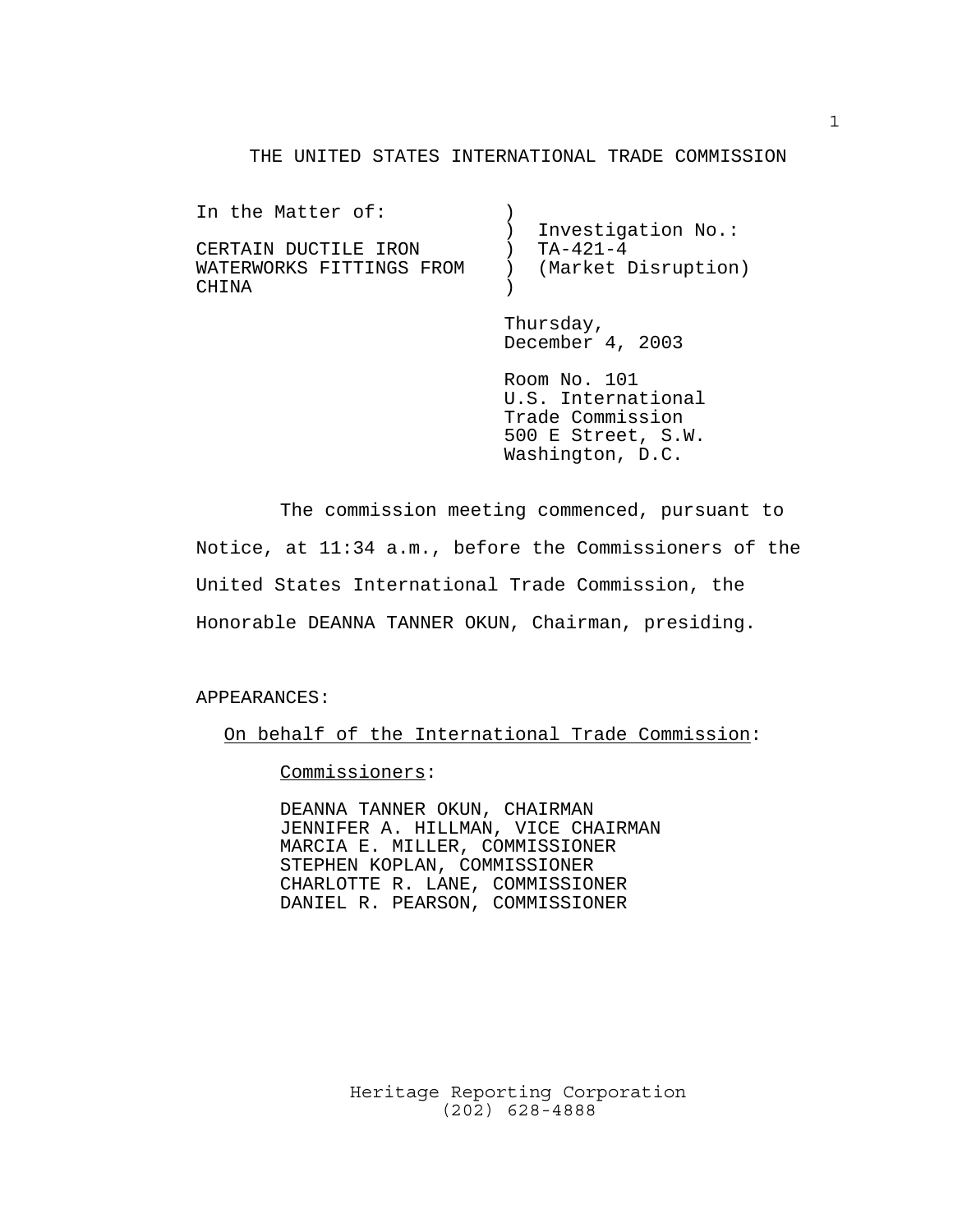# THE UNITED STATES INTERNATIONAL TRADE COMMISSION

| In the Matter of: | | |
|---|---|---|
| | ) | Investigation No.: |
| CERTAIN DUCTILE IRON WATERWORKS FITTINGS FROM CHINA | ) | TA-421-4 |
| | ) | (Market Disruption) |

Thursday,
December 4, 2003

Room No. 101
U.S. International
Trade Commission
500 E Street, S.W.
Washington, D.C.

The commission meeting commenced, pursuant to Notice, at 11:34 a.m., before the Commissioners of the United States International Trade Commission, the Honorable DEANNA TANNER OKUN, Chairman, presiding.

APPEARANCES:

On behalf of the International Trade Commission:

Commissioners:

DEANNA TANNER OKUN, CHAIRMAN
JENNIFER A. HILLMAN, VICE CHAIRMAN
MARCIA E. MILLER, COMMISSIONER
STEPHEN KOPLAN, COMMISSIONER
CHARLOTTE R. LANE, COMMISSIONER
DANIEL R. PEARSON, COMMISSIONER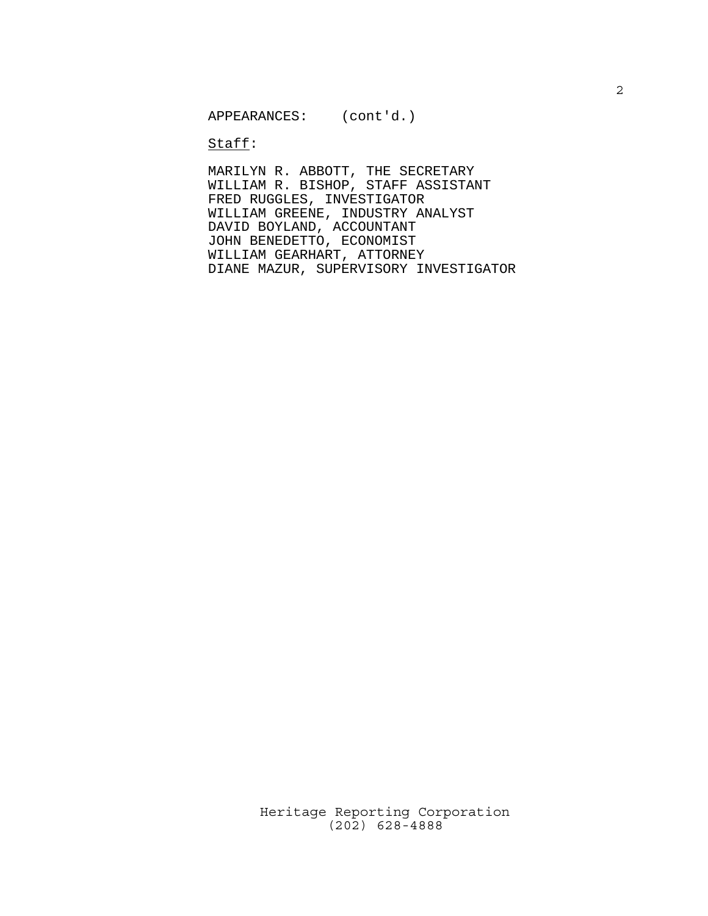APPEARANCES: (cont'd.)

Staff:

MARILYN R. ABBOTT, THE SECRETARY
WILLIAM R. BISHOP, STAFF ASSISTANT
FRED RUGGLES, INVESTIGATOR
WILLIAM GREENE, INDUSTRY ANALYST
DAVID BOYLAND, ACCOUNTANT
JOHN BENEDETTO, ECONOMIST
WILLIAM GEARHART, ATTORNEY
DIANE MAZUR, SUPERVISORY INVESTIGATOR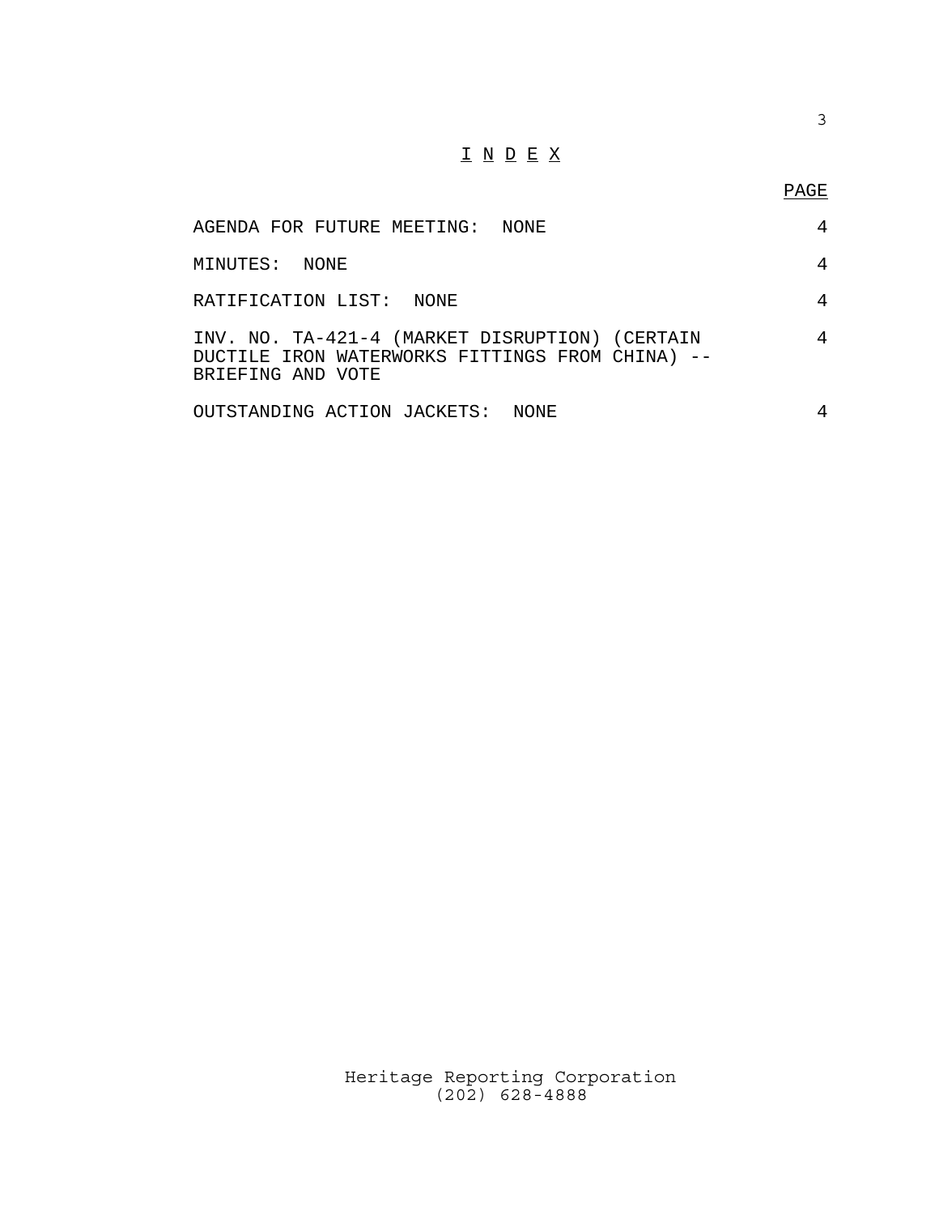# I N D E X

| | PAGE |
|---|---|
| AGENDA FOR FUTURE MEETING: NONE | 4 |
| MINUTES: NONE | 4 |
| RATIFICATION LIST: NONE | 4 |
| INV. NO. TA-421-4 (MARKET DISRUPTION) (CERTAIN DUCTILE IRON WATERWORKS FITTINGS FROM CHINA) -- BRIEFING AND VOTE | 4 |
| OUTSTANDING ACTION JACKETS: NONE | 4 |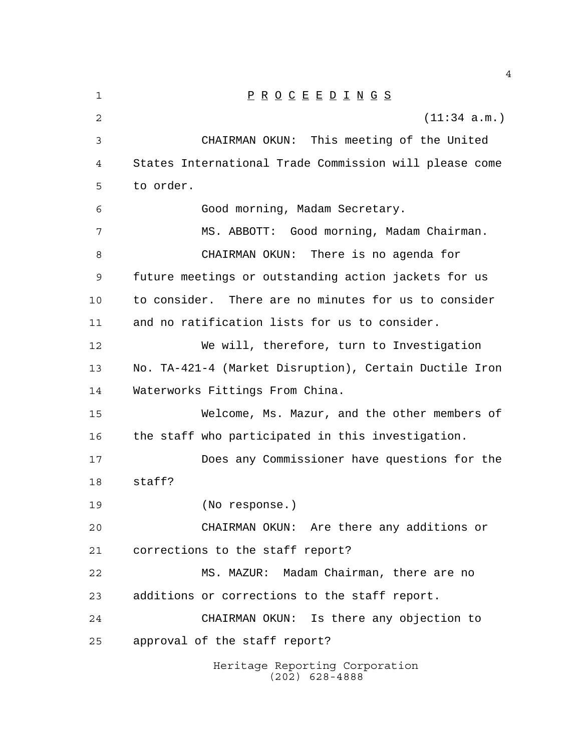P R O C E E D I N G S

(11:34 a.m.)

CHAIRMAN OKUN: This meeting of the United States International Trade Commission will please come to order.

Good morning, Madam Secretary.

MS. ABBOTT: Good morning, Madam Chairman.

CHAIRMAN OKUN: There is no agenda for future meetings or outstanding action jackets for us to consider. There are no minutes for us to consider and no ratification lists for us to consider.

We will, therefore, turn to Investigation No. TA-421-4 (Market Disruption), Certain Ductile Iron Waterworks Fittings From China.

Welcome, Ms. Mazur, and the other members of the staff who participated in this investigation.

Does any Commissioner have questions for the staff?

(No response.)

CHAIRMAN OKUN: Are there any additions or corrections to the staff report?

MS. MAZUR: Madam Chairman, there are no additions or corrections to the staff report.

CHAIRMAN OKUN: Is there any objection to approval of the staff report?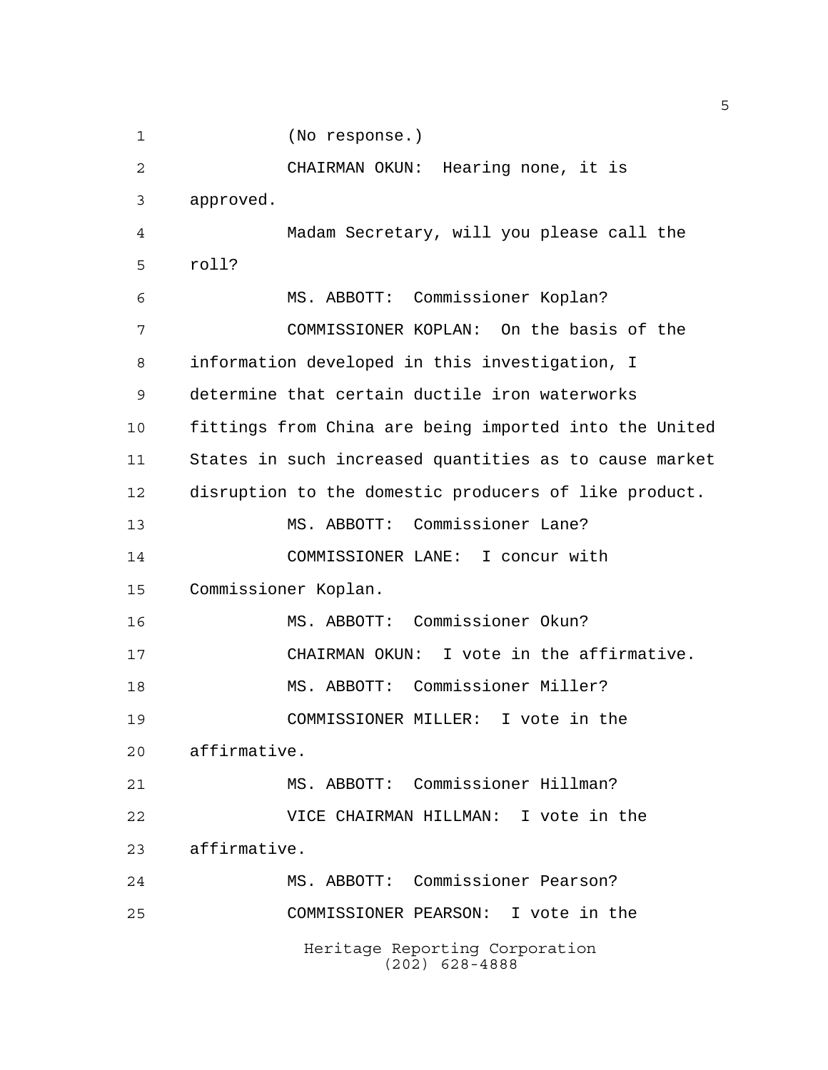(No response.)

CHAIRMAN OKUN: Hearing none, it is approved.

Madam Secretary, will you please call the roll?

MS. ABBOTT: Commissioner Koplan?

COMMISSIONER KOPLAN: On the basis of the information developed in this investigation, I determine that certain ductile iron waterworks fittings from China are being imported into the United States in such increased quantities as to cause market disruption to the domestic producers of like product.

MS. ABBOTT: Commissioner Lane?

COMMISSIONER LANE: I concur with Commissioner Koplan.

MS. ABBOTT: Commissioner Okun?

CHAIRMAN OKUN: I vote in the affirmative.

MS. ABBOTT: Commissioner Miller?

COMMISSIONER MILLER: I vote in the affirmative.

MS. ABBOTT: Commissioner Hillman?

VICE CHAIRMAN HILLMAN: I vote in the affirmative.

MS. ABBOTT: Commissioner Pearson?

COMMISSIONER PEARSON: I vote in the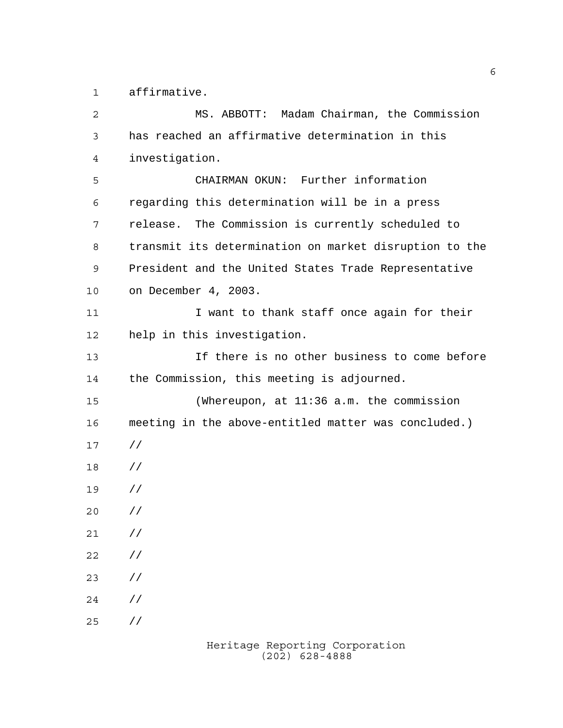affirmative.

MS. ABBOTT: Madam Chairman, the Commission has reached an affirmative determination in this investigation.

CHAIRMAN OKUN: Further information regarding this determination will be in a press release. The Commission is currently scheduled to transmit its determination on market disruption to the President and the United States Trade Representative on December 4, 2003.

I want to thank staff once again for their help in this investigation.

If there is no other business to come before the Commission, this meeting is adjourned.

(Whereupon, at 11:36 a.m. the commission meeting in the above-entitled matter was concluded.)

//

//

//

//

//

//

//

//

//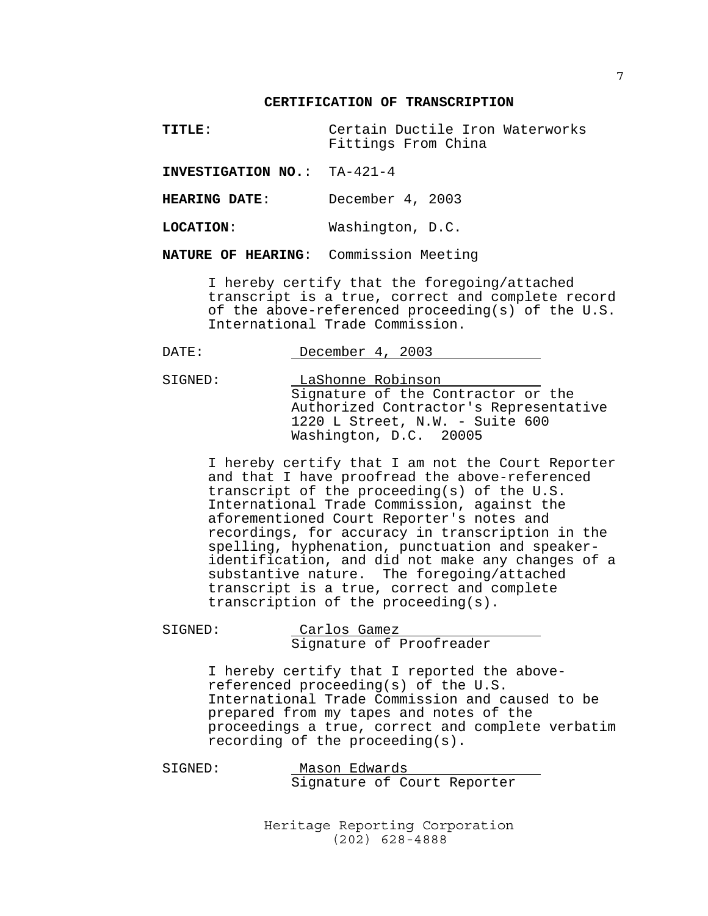## CERTIFICATION OF TRANSCRIPTION

**TITLE**: Certain Ductile Iron Waterworks Fittings From China

**INVESTIGATION NO.**: TA-421-4

**HEARING DATE**: December 4, 2003

**LOCATION**: Washington, D.C.

**NATURE OF HEARING**: Commission Meeting

I hereby certify that the foregoing/attached transcript is a true, correct and complete record of the above-referenced proceeding(s) of the U.S. International Trade Commission.

DATE: December 4, 2003

SIGNED: LaShonne Robinson
Signature of the Contractor or the Authorized Contractor's Representative
1220 L Street, N.W. - Suite 600
Washington, D.C. 20005

I hereby certify that I am not the Court Reporter and that I have proofread the above-referenced transcript of the proceeding(s) of the U.S. International Trade Commission, against the aforementioned Court Reporter's notes and recordings, for accuracy in transcription in the spelling, hyphenation, punctuation and speaker-identification, and did not make any changes of a substantive nature. The foregoing/attached transcript is a true, correct and complete transcription of the proceeding(s).

SIGNED: Carlos Gamez
Signature of Proofreader

I hereby certify that I reported the above-referenced proceeding(s) of the U.S. International Trade Commission and caused to be prepared from my tapes and notes of the proceedings a true, correct and complete verbatim recording of the proceeding(s).

SIGNED: Mason Edwards
Signature of Court Reporter